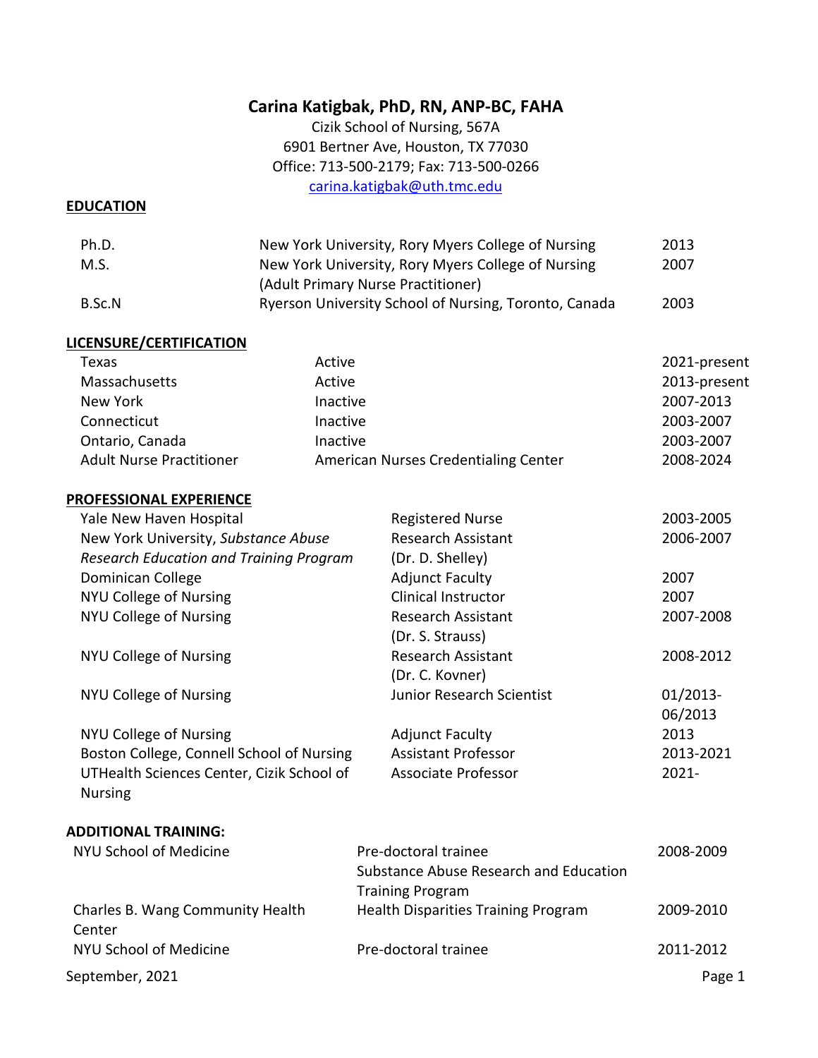# Carina Katigbak, PhD, RN, ANP-BC, FAHA

Cizik School of Nursing, 567A
6901 Bertner Ave, Houston, TX 77030
Office: 713-500-2179; Fax: 713-500-0266
carina.katigbak@uth.tmc.edu

## EDUCATION

| | | |
|---|---|---|
| Ph.D. | New York University, Rory Myers College of Nursing | 2013 |
| M.S. | New York University, Rory Myers College of Nursing (Adult Primary Nurse Practitioner) | 2007 |
| B.Sc.N | Ryerson University School of Nursing, Toronto, Canada | 2003 |

## LICENSURE/CERTIFICATION

| | | |
|---|---|---|
| Texas | Active | 2021-present |
| Massachusetts | Active | 2013-present |
| New York | Inactive | 2007-2013 |
| Connecticut | Inactive | 2003-2007 |
| Ontario, Canada | Inactive | 2003-2007 |
| Adult Nurse Practitioner | American Nurses Credentialing Center | 2008-2024 |

## PROFESSIONAL EXPERIENCE

| | | |
|---|---|---|
| Yale New Haven Hospital | Registered Nurse | 2003-2005 |
| New York University, *Substance Abuse Research Education and Training Program* | Research Assistant (Dr. D. Shelley) | 2006-2007 |
| Dominican College | Adjunct Faculty | 2007 |
| NYU College of Nursing | Clinical Instructor | 2007 |
| NYU College of Nursing | Research Assistant (Dr. S. Strauss) | 2007-2008 |
| NYU College of Nursing | Research Assistant (Dr. C. Kovner) | 2008-2012 |
| NYU College of Nursing | Junior Research Scientist | 01/2013-06/2013 |
| NYU College of Nursing | Adjunct Faculty | 2013 |
| Boston College, Connell School of Nursing | Assistant Professor | 2013-2021 |
| UTHealth Sciences Center, Cizik School of Nursing | Associate Professor | 2021- |

## ADDITIONAL TRAINING:

| | | |
|---|---|---|
| NYU School of Medicine | Pre-doctoral trainee Substance Abuse Research and Education Training Program | 2008-2009 |
| Charles B. Wang Community Health Center | Health Disparities Training Program | 2009-2010 |
| NYU School of Medicine | Pre-doctoral trainee | 2011-2012 |

September, 2021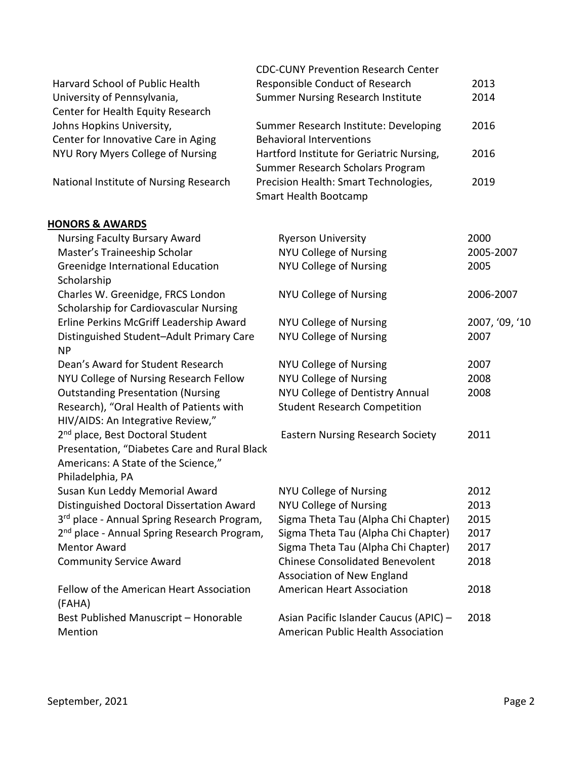| | | |
|---|---|---|
| Harvard School of Public Health | CDC-CUNY Prevention Research Center Responsible Conduct of Research | 2013 |
| University of Pennsylvania, Center for Health Equity Research | Summer Nursing Research Institute | 2014 |
| Johns Hopkins University, Center for Innovative Care in Aging | Summer Research Institute: Developing Behavioral Interventions | 2016 |
| NYU Rory Myers College of Nursing | Hartford Institute for Geriatric Nursing, Summer Research Scholars Program | 2016 |
| National Institute of Nursing Research | Precision Health: Smart Technologies, Smart Health Bootcamp | 2019 |

## HONORS & AWARDS

| | | |
|---|---|---|
| Nursing Faculty Bursary Award | Ryerson University | 2000 |
| Master's Traineeship Scholar | NYU College of Nursing | 2005-2007 |
| Greenidge International Education Scholarship | NYU College of Nursing | 2005 |
| Charles W. Greenidge, FRCS London Scholarship for Cardiovascular Nursing | NYU College of Nursing | 2006-2007 |
| Erline Perkins McGriff Leadership Award | NYU College of Nursing | 2007, '09, '10 |
| Distinguished Student–Adult Primary Care NP | NYU College of Nursing | 2007 |
| Dean's Award for Student Research | NYU College of Nursing | 2007 |
| NYU College of Nursing Research Fellow | NYU College of Nursing | 2008 |
| Outstanding Presentation (Nursing Research), "Oral Health of Patients with HIV/AIDS: An Integrative Review," | NYU College of Dentistry Annual Student Research Competition | 2008 |
| 2nd place, Best Doctoral Student Presentation, "Diabetes Care and Rural Black Americans: A State of the Science," Philadelphia, PA | Eastern Nursing Research Society | 2011 |
| Susan Kun Leddy Memorial Award | NYU College of Nursing | 2012 |
| Distinguished Doctoral Dissertation Award | NYU College of Nursing | 2013 |
| 3rd place - Annual Spring Research Program, | Sigma Theta Tau (Alpha Chi Chapter) | 2015 |
| 2nd place - Annual Spring Research Program, | Sigma Theta Tau (Alpha Chi Chapter) | 2017 |
| Mentor Award | Sigma Theta Tau (Alpha Chi Chapter) | 2017 |
| Community Service Award | Chinese Consolidated Benevolent Association of New England | 2018 |
| Fellow of the American Heart Association (FAHA) | American Heart Association | 2018 |
| Best Published Manuscript – Honorable Mention | Asian Pacific Islander Caucus (APIC) – American Public Health Association | 2018 |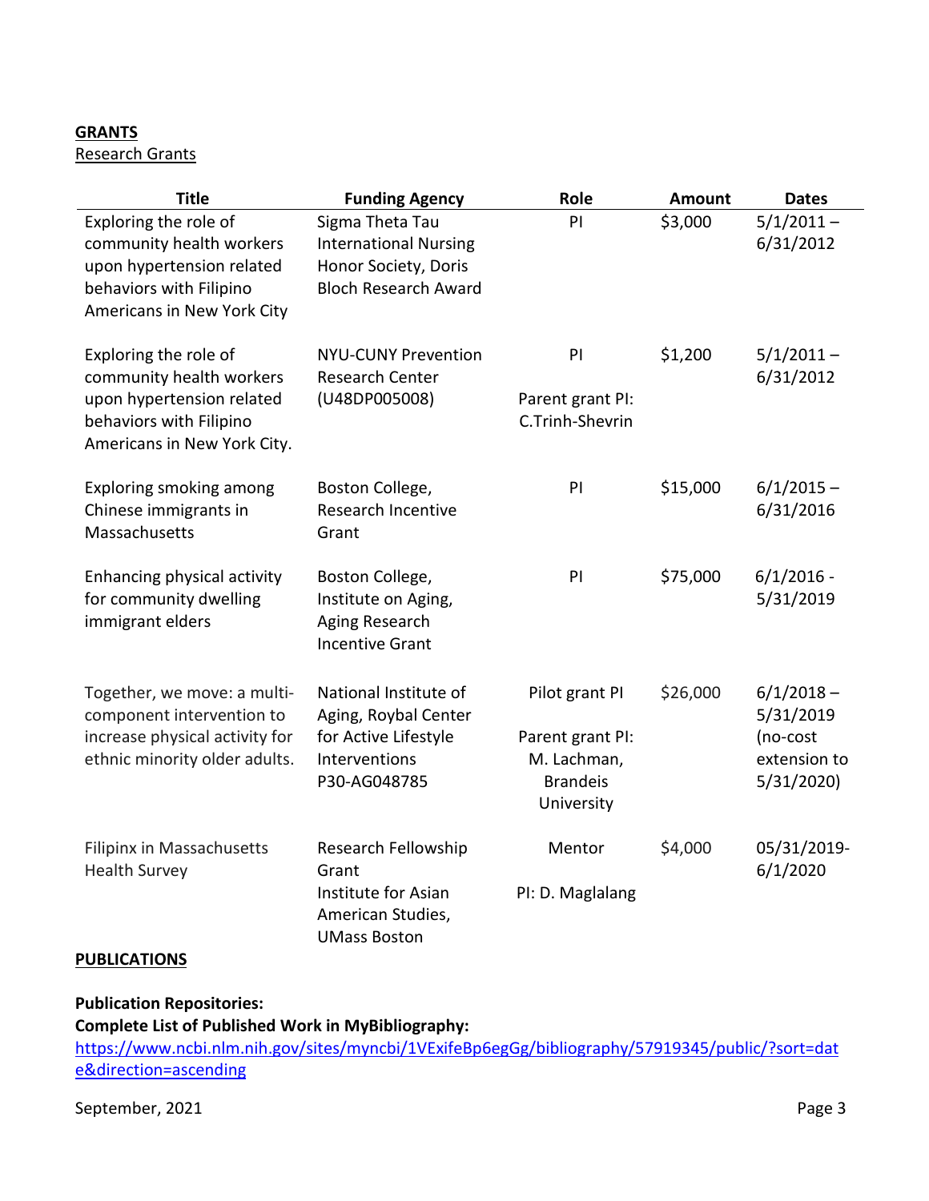**GRANTS**

Research Grants

| Title | Funding Agency | Role | Amount | Dates |
|---|---|---|---|---|
| Exploring the role of community health workers upon hypertension related behaviors with Filipino Americans in New York City | Sigma Theta Tau International Nursing Honor Society, Doris Bloch Research Award | PI | $3,000 | 5/1/2011 – 6/31/2012 |
| Exploring the role of community health workers upon hypertension related behaviors with Filipino Americans in New York City. | NYU-CUNY Prevention Research Center (U48DP005008) | PI<br><br>Parent grant PI: C.Trinh-Shevrin | $1,200 | 5/1/2011 – 6/31/2012 |
| Exploring smoking among Chinese immigrants in Massachusetts | Boston College, Research Incentive Grant | PI | $15,000 | 6/1/2015 – 6/31/2016 |
| Enhancing physical activity for community dwelling immigrant elders | Boston College, Institute on Aging, Aging Research Incentive Grant | PI | $75,000 | 6/1/2016 - 5/31/2019 |
| Together, we move: a multi-component intervention to increase physical activity for ethnic minority older adults. | National Institute of Aging, Roybal Center for Active Lifestyle Interventions P30-AG048785 | Pilot grant PI<br><br>Parent grant PI: M. Lachman, Brandeis University | $26,000 | 6/1/2018 – 5/31/2019 (no-cost extension to 5/31/2020) |
| Filipinx in Massachusetts Health Survey | Research Fellowship Grant<br>Institute for Asian American Studies, UMass Boston | Mentor<br><br>PI: D. Maglalang | $4,000 | 05/31/2019-6/1/2020 |

**PUBLICATIONS**

**Publication Repositories:**

**Complete List of Published Work in MyBibliography:**
https://www.ncbi.nlm.nih.gov/sites/myncbi/1VExifeBp6egGg/bibliography/57919345/public/?sort=date&direction=ascending

September, 2021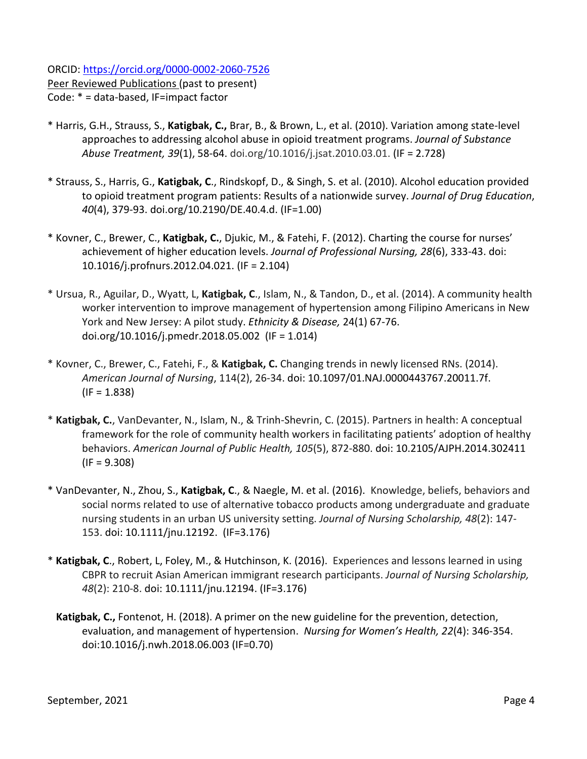ORCID: https://orcid.org/0000-0002-2060-7526

Peer Reviewed Publications (past to present)

Code: * = data-based, IF=impact factor

* Harris, G.H., Strauss, S., **Katigbak, C.,** Brar, B., & Brown, L., et al. (2010). Variation among state-level approaches to addressing alcohol abuse in opioid treatment programs. *Journal of Substance Abuse Treatment, 39*(1), 58-64. doi.org/10.1016/j.jsat.2010.03.01. (IF = 2.728)

* Strauss, S., Harris, G., **Katigbak, C**., Rindskopf, D., & Singh, S. et al. (2010). Alcohol education provided to opioid treatment program patients: Results of a nationwide survey. *Journal of Drug Education*, *40*(4), 379-93. doi.org/10.2190/DE.40.4.d. (IF=1.00)

* Kovner, C., Brewer, C., **Katigbak, C.**, Djukic, M., & Fatehi, F. (2012). Charting the course for nurses' achievement of higher education levels. *Journal of Professional Nursing, 28*(6), 333-43. doi: 10.1016/j.profnurs.2012.04.021. (IF = 2.104)

* Ursua, R., Aguilar, D., Wyatt, L, **Katigbak, C**., Islam, N., & Tandon, D., et al. (2014). A community health worker intervention to improve management of hypertension among Filipino Americans in New York and New Jersey: A pilot study. *Ethnicity & Disease,* 24(1) 67-76. doi.org/10.1016/j.pmedr.2018.05.002 (IF = 1.014)

* Kovner, C., Brewer, C., Fatehi, F., & **Katigbak, C.** Changing trends in newly licensed RNs. (2014). *American Journal of Nursing*, 114(2), 26-34. doi: 10.1097/01.NAJ.0000443767.20011.7f. (IF = 1.838)

* **Katigbak, C.**, VanDevanter, N., Islam, N., & Trinh-Shevrin, C. (2015). Partners in health: A conceptual framework for the role of community health workers in facilitating patients' adoption of healthy behaviors. *American Journal of Public Health, 105*(5), 872-880. doi: 10.2105/AJPH.2014.302411 (IF = 9.308)

* VanDevanter, N., Zhou, S., **Katigbak, C**., & Naegle, M. et al. (2016). Knowledge, beliefs, behaviors and social norms related to use of alternative tobacco products among undergraduate and graduate nursing students in an urban US university setting. *Journal of Nursing Scholarship, 48*(2): 147-153. doi: 10.1111/jnu.12192. (IF=3.176)

* **Katigbak, C**., Robert, L, Foley, M., & Hutchinson, K. (2016). Experiences and lessons learned in using CBPR to recruit Asian American immigrant research participants. *Journal of Nursing Scholarship, 48*(2): 210-8. doi: 10.1111/jnu.12194. (IF=3.176)

**Katigbak, C.,** Fontenot, H. (2018). A primer on the new guideline for the prevention, detection, evaluation, and management of hypertension. *Nursing for Women's Health, 22*(4): 346-354. doi:10.1016/j.nwh.2018.06.003 (IF=0.70)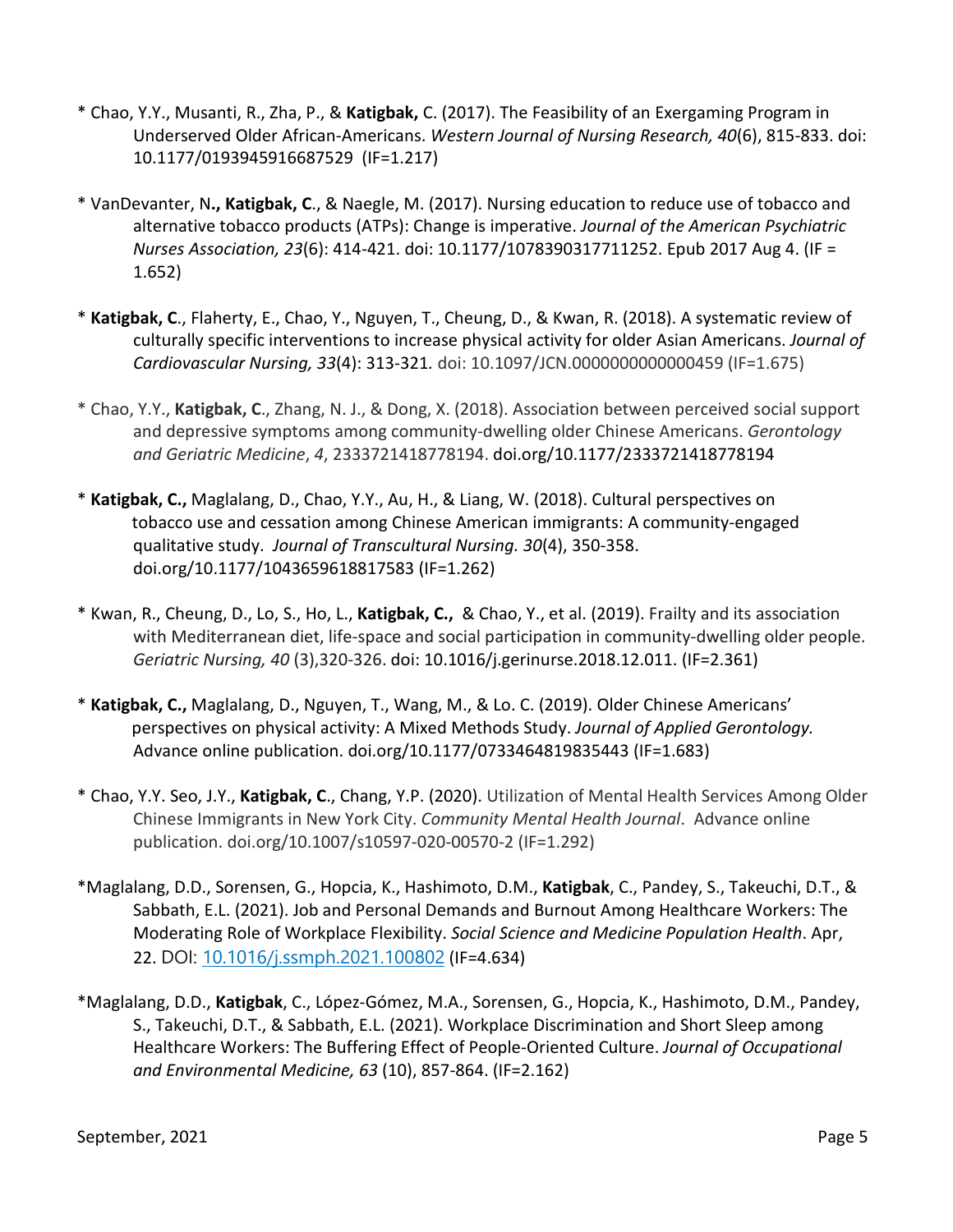\* Chao, Y.Y., Musanti, R., Zha, P., & **Katigbak,** C. (2017). The Feasibility of an Exergaming Program in Underserved Older African-Americans. *Western Journal of Nursing Research, 40*(6), 815-833. doi: 10.1177/0193945916687529 (IF=1.217)

\* VanDevanter, N**., Katigbak, C**., & Naegle, M. (2017). Nursing education to reduce use of tobacco and alternative tobacco products (ATPs): Change is imperative. *Journal of the American Psychiatric Nurses Association, 23*(6): 414-421. doi: 10.1177/1078390317711252. Epub 2017 Aug 4. (IF = 1.652)

\* **Katigbak, C**., Flaherty, E., Chao, Y., Nguyen, T., Cheung, D., & Kwan, R. (2018). A systematic review of culturally specific interventions to increase physical activity for older Asian Americans. *Journal of Cardiovascular Nursing, 33*(4): 313-321. doi: 10.1097/JCN.0000000000000459 (IF=1.675)

\* Chao, Y.Y., **Katigbak, C**., Zhang, N. J., & Dong, X. (2018). Association between perceived social support and depressive symptoms among community-dwelling older Chinese Americans. *Gerontology and Geriatric Medicine*, *4*, 2333721418778194. doi.org/10.1177/2333721418778194

\* **Katigbak, C.,** Maglalang, D., Chao, Y.Y., Au, H., & Liang, W. (2018). Cultural perspectives on tobacco use and cessation among Chinese American immigrants: A community-engaged qualitative study. *Journal of Transcultural Nursing. 30*(4), 350-358. doi.org/10.1177/1043659618817583 (IF=1.262)

\* Kwan, R., Cheung, D., Lo, S., Ho, L., **Katigbak, C.,** & Chao, Y., et al. (2019). Frailty and its association with Mediterranean diet, life-space and social participation in community-dwelling older people. *Geriatric Nursing, 40* (3),320-326. doi: 10.1016/j.gerinurse.2018.12.011. (IF=2.361)

\* **Katigbak, C.,** Maglalang, D., Nguyen, T., Wang, M., & Lo. C. (2019). Older Chinese Americans' perspectives on physical activity: A Mixed Methods Study. *Journal of Applied Gerontology.* Advance online publication. doi.org/10.1177/0733464819835443 (IF=1.683)

\* Chao, Y.Y. Seo, J.Y., **Katigbak, C**., Chang, Y.P. (2020). Utilization of Mental Health Services Among Older Chinese Immigrants in New York City. *Community Mental Health Journal*. Advance online publication. doi.org/10.1007/s10597-020-00570-2 (IF=1.292)

\*Maglalang, D.D., Sorensen, G., Hopcia, K., Hashimoto, D.M., **Katigbak**, C., Pandey, S., Takeuchi, D.T., & Sabbath, E.L. (2021). Job and Personal Demands and Burnout Among Healthcare Workers: The Moderating Role of Workplace Flexibility. *Social Science and Medicine Population Health*. Apr, 22. DOI: 10.1016/j.ssmph.2021.100802 (IF=4.634)

\*Maglalang, D.D., **Katigbak**, C., López-Gómez, M.A., Sorensen, G., Hopcia, K., Hashimoto, D.M., Pandey, S., Takeuchi, D.T., & Sabbath, E.L. (2021). Workplace Discrimination and Short Sleep among Healthcare Workers: The Buffering Effect of People-Oriented Culture. *Journal of Occupational and Environmental Medicine, 63* (10), 857-864. (IF=2.162)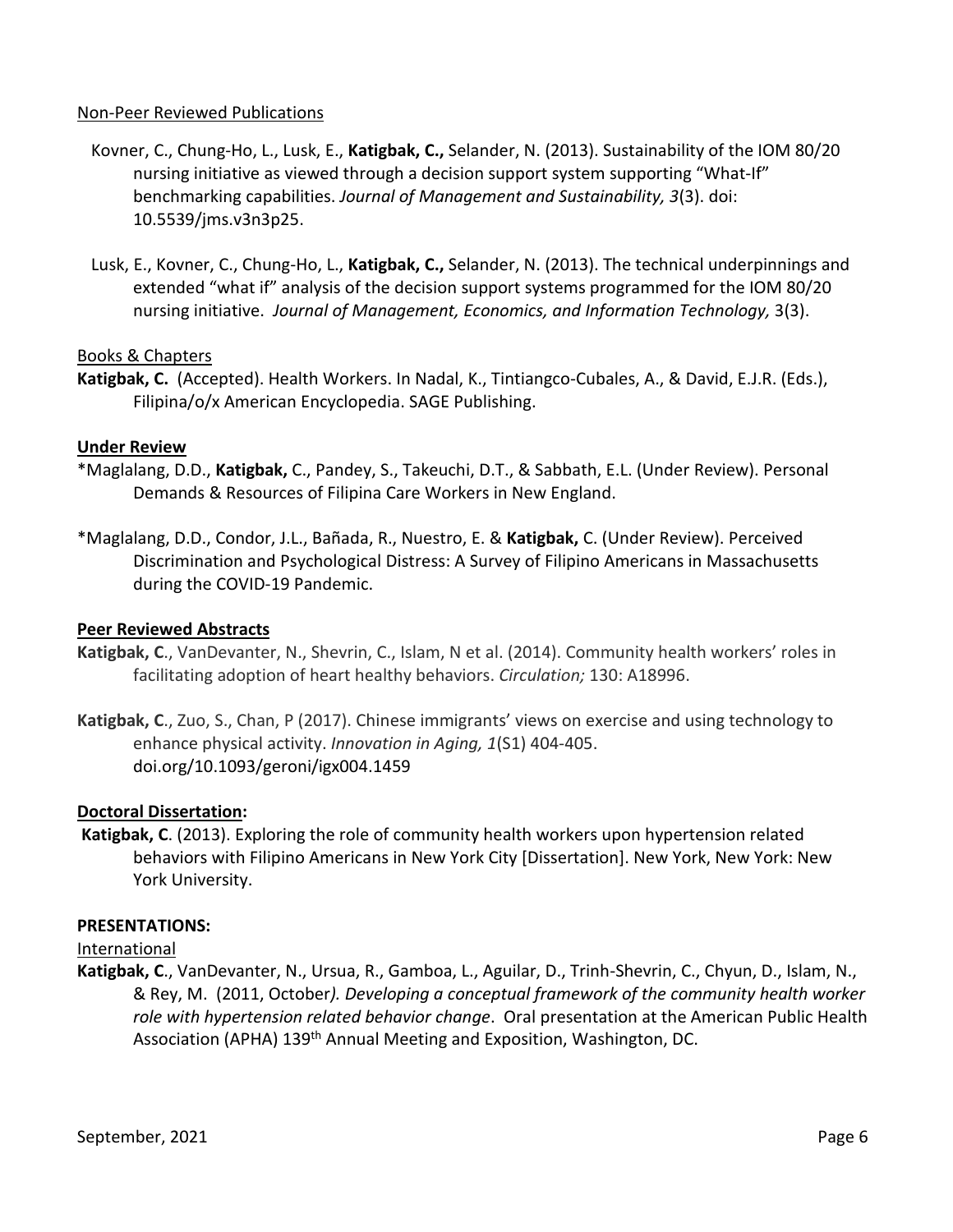Non-Peer Reviewed Publications

Kovner, C., Chung-Ho, L., Lusk, E., **Katigbak, C.,** Selander, N. (2013). Sustainability of the IOM 80/20 nursing initiative as viewed through a decision support system supporting "What-If" benchmarking capabilities. *Journal of Management and Sustainability, 3*(3). doi: 10.5539/jms.v3n3p25.

Lusk, E., Kovner, C., Chung-Ho, L., **Katigbak, C.,** Selander, N. (2013). The technical underpinnings and extended "what if" analysis of the decision support systems programmed for the IOM 80/20 nursing initiative. *Journal of Management, Economics, and Information Technology,* 3(3).

Books & Chapters

**Katigbak, C.** (Accepted). Health Workers. In Nadal, K., Tintiangco-Cubales, A., & David, E.J.R. (Eds.), Filipina/o/x American Encyclopedia. SAGE Publishing.

**Under Review**

*Maglalang, D.D., **Katigbak,** C., Pandey, S., Takeuchi, D.T., & Sabbath, E.L. (Under Review). Personal Demands & Resources of Filipina Care Workers in New England.

*Maglalang, D.D., Condor, J.L., Bañada, R., Nuestro, E. & **Katigbak,** C. (Under Review). Perceived Discrimination and Psychological Distress: A Survey of Filipino Americans in Massachusetts during the COVID-19 Pandemic.

**Peer Reviewed Abstracts**

**Katigbak, C**., VanDevanter, N., Shevrin, C., Islam, N et al. (2014). Community health workers' roles in facilitating adoption of heart healthy behaviors. *Circulation;* 130: A18996.

**Katigbak, C**., Zuo, S., Chan, P (2017). Chinese immigrants' views on exercise and using technology to enhance physical activity. *Innovation in Aging, 1*(S1) 404-405. doi.org/10.1093/geroni/igx004.1459

**Doctoral Dissertation:**

**Katigbak, C**. (2013). Exploring the role of community health workers upon hypertension related behaviors with Filipino Americans in New York City [Dissertation]. New York, New York: New York University.

**PRESENTATIONS:**

International

**Katigbak, C**., VanDevanter, N., Ursua, R., Gamboa, L., Aguilar, D., Trinh-Shevrin, C., Chyun, D., Islam, N., & Rey, M. (2011, October*). Developing a conceptual framework of the community health worker role with hypertension related behavior change*. Oral presentation at the American Public Health Association (APHA) 139th Annual Meeting and Exposition, Washington, DC.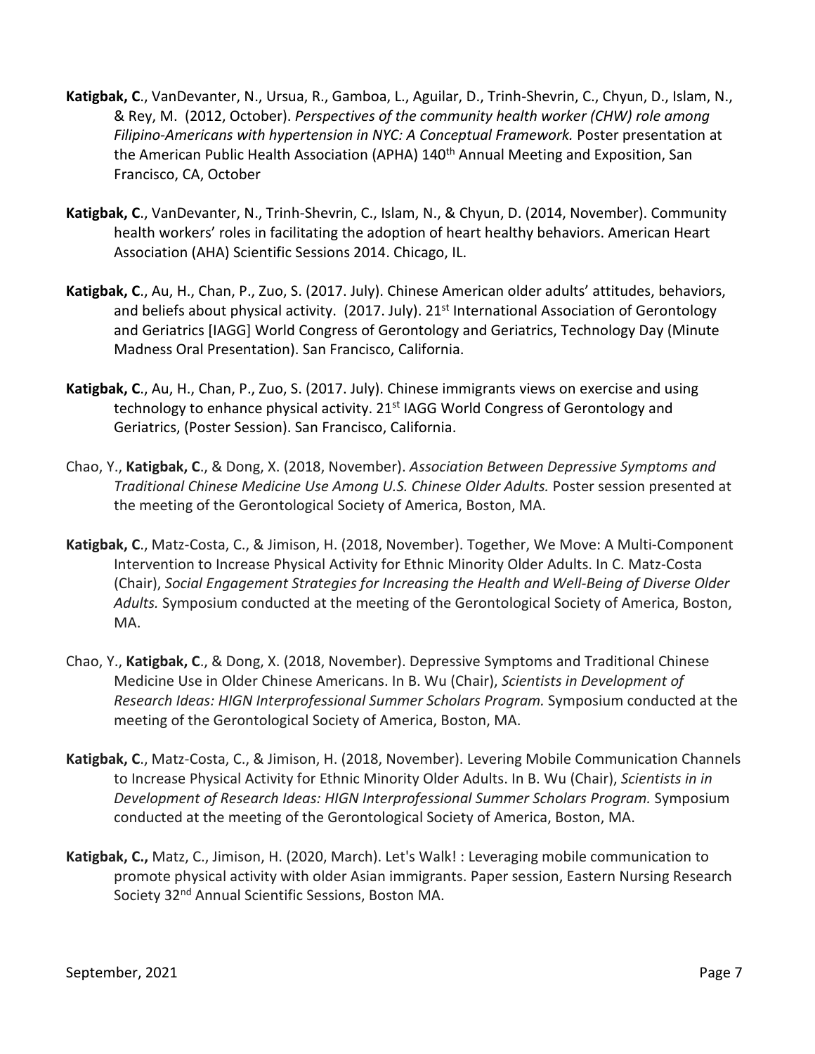**Katigbak, C**., VanDevanter, N., Ursua, R., Gamboa, L., Aguilar, D., Trinh-Shevrin, C., Chyun, D., Islam, N., & Rey, M. (2012, October). *Perspectives of the community health worker (CHW) role among Filipino-Americans with hypertension in NYC: A Conceptual Framework.* Poster presentation at the American Public Health Association (APHA) 140th Annual Meeting and Exposition, San Francisco, CA, October

**Katigbak, C**., VanDevanter, N., Trinh-Shevrin, C., Islam, N., & Chyun, D. (2014, November). Community health workers' roles in facilitating the adoption of heart healthy behaviors. American Heart Association (AHA) Scientific Sessions 2014. Chicago, IL.

**Katigbak, C**., Au, H., Chan, P., Zuo, S. (2017. July). Chinese American older adults' attitudes, behaviors, and beliefs about physical activity. (2017. July). 21st International Association of Gerontology and Geriatrics [IAGG] World Congress of Gerontology and Geriatrics, Technology Day (Minute Madness Oral Presentation). San Francisco, California.

**Katigbak, C**., Au, H., Chan, P., Zuo, S. (2017. July). Chinese immigrants views on exercise and using technology to enhance physical activity. 21st IAGG World Congress of Gerontology and Geriatrics, (Poster Session). San Francisco, California.

Chao, Y., **Katigbak, C**., & Dong, X. (2018, November). *Association Between Depressive Symptoms and Traditional Chinese Medicine Use Among U.S. Chinese Older Adults.* Poster session presented at the meeting of the Gerontological Society of America, Boston, MA.

**Katigbak, C**., Matz-Costa, C., & Jimison, H. (2018, November). Together, We Move: A Multi-Component Intervention to Increase Physical Activity for Ethnic Minority Older Adults. In C. Matz-Costa (Chair), *Social Engagement Strategies for Increasing the Health and Well-Being of Diverse Older Adults.* Symposium conducted at the meeting of the Gerontological Society of America, Boston, MA.

Chao, Y., **Katigbak, C**., & Dong, X. (2018, November). Depressive Symptoms and Traditional Chinese Medicine Use in Older Chinese Americans. In B. Wu (Chair), *Scientists in Development of Research Ideas: HIGN Interprofessional Summer Scholars Program.* Symposium conducted at the meeting of the Gerontological Society of America, Boston, MA.

**Katigbak, C**., Matz-Costa, C., & Jimison, H. (2018, November). Levering Mobile Communication Channels to Increase Physical Activity for Ethnic Minority Older Adults. In B. Wu (Chair), *Scientists in in Development of Research Ideas: HIGN Interprofessional Summer Scholars Program.* Symposium conducted at the meeting of the Gerontological Society of America, Boston, MA.

**Katigbak, C.,** Matz, C., Jimison, H. (2020, March). Let's Walk! : Leveraging mobile communication to promote physical activity with older Asian immigrants. Paper session, Eastern Nursing Research Society 32nd Annual Scientific Sessions, Boston MA.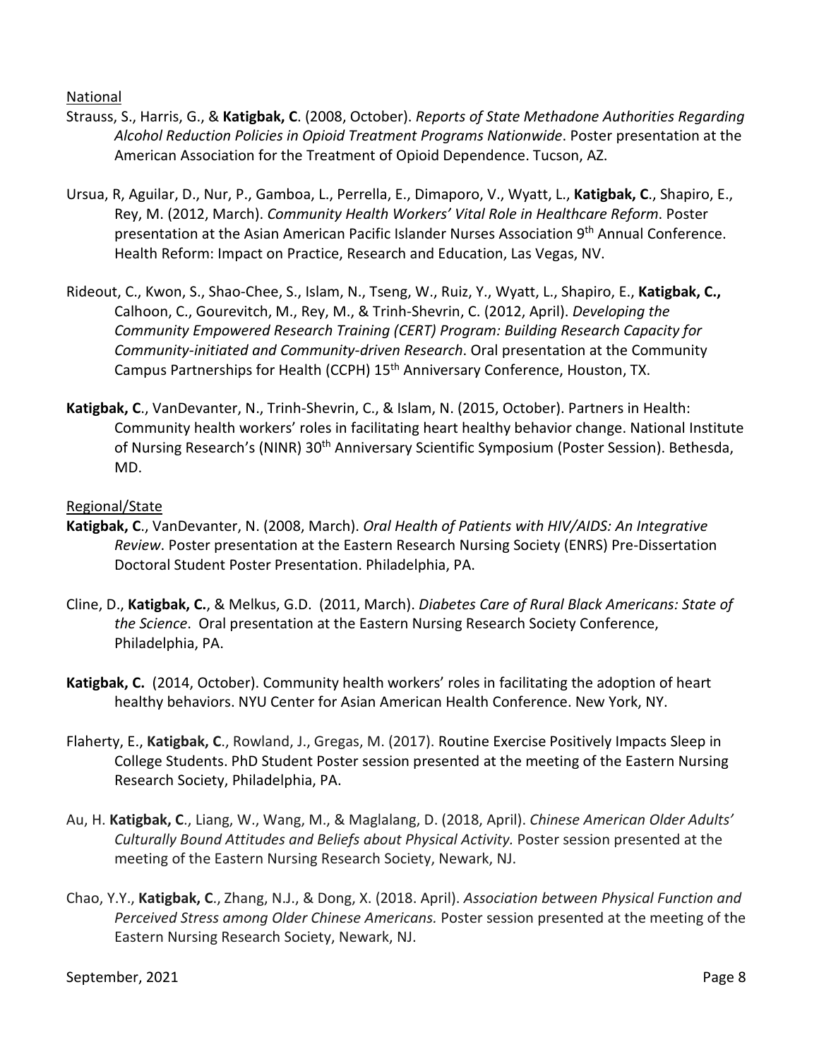National

Strauss, S., Harris, G., & **Katigbak, C**. (2008, October). *Reports of State Methadone Authorities Regarding Alcohol Reduction Policies in Opioid Treatment Programs Nationwide*. Poster presentation at the American Association for the Treatment of Opioid Dependence. Tucson, AZ.

Ursua, R, Aguilar, D., Nur, P., Gamboa, L., Perrella, E., Dimaporo, V., Wyatt, L., **Katigbak, C**., Shapiro, E., Rey, M. (2012, March). *Community Health Workers' Vital Role in Healthcare Reform*. Poster presentation at the Asian American Pacific Islander Nurses Association 9th Annual Conference. Health Reform: Impact on Practice, Research and Education, Las Vegas, NV.

Rideout, C., Kwon, S., Shao-Chee, S., Islam, N., Tseng, W., Ruiz, Y., Wyatt, L., Shapiro, E., **Katigbak, C.,** Calhoon, C., Gourevitch, M., Rey, M., & Trinh-Shevrin, C. (2012, April). *Developing the Community Empowered Research Training (CERT) Program: Building Research Capacity for Community-initiated and Community-driven Research*. Oral presentation at the Community Campus Partnerships for Health (CCPH) 15th Anniversary Conference, Houston, TX.

**Katigbak, C**., VanDevanter, N., Trinh-Shevrin, C., & Islam, N. (2015, October). Partners in Health: Community health workers' roles in facilitating heart healthy behavior change. National Institute of Nursing Research's (NINR) 30th Anniversary Scientific Symposium (Poster Session). Bethesda, MD.

Regional/State

**Katigbak, C**., VanDevanter, N. (2008, March). *Oral Health of Patients with HIV/AIDS: An Integrative Review*. Poster presentation at the Eastern Research Nursing Society (ENRS) Pre-Dissertation Doctoral Student Poster Presentation. Philadelphia, PA.

Cline, D., **Katigbak, C.**, & Melkus, G.D. (2011, March). *Diabetes Care of Rural Black Americans: State of the Science*. Oral presentation at the Eastern Nursing Research Society Conference, Philadelphia, PA.

**Katigbak, C.** (2014, October). Community health workers' roles in facilitating the adoption of heart healthy behaviors. NYU Center for Asian American Health Conference. New York, NY.

Flaherty, E., **Katigbak, C**., Rowland, J., Gregas, M. (2017). Routine Exercise Positively Impacts Sleep in College Students. PhD Student Poster session presented at the meeting of the Eastern Nursing Research Society, Philadelphia, PA.

Au, H. **Katigbak, C**., Liang, W., Wang, M., & Maglalang, D. (2018, April). *Chinese American Older Adults' Culturally Bound Attitudes and Beliefs about Physical Activity.* Poster session presented at the meeting of the Eastern Nursing Research Society, Newark, NJ.

Chao, Y.Y., **Katigbak, C**., Zhang, N.J., & Dong, X. (2018. April). *Association between Physical Function and Perceived Stress among Older Chinese Americans.* Poster session presented at the meeting of the Eastern Nursing Research Society, Newark, NJ.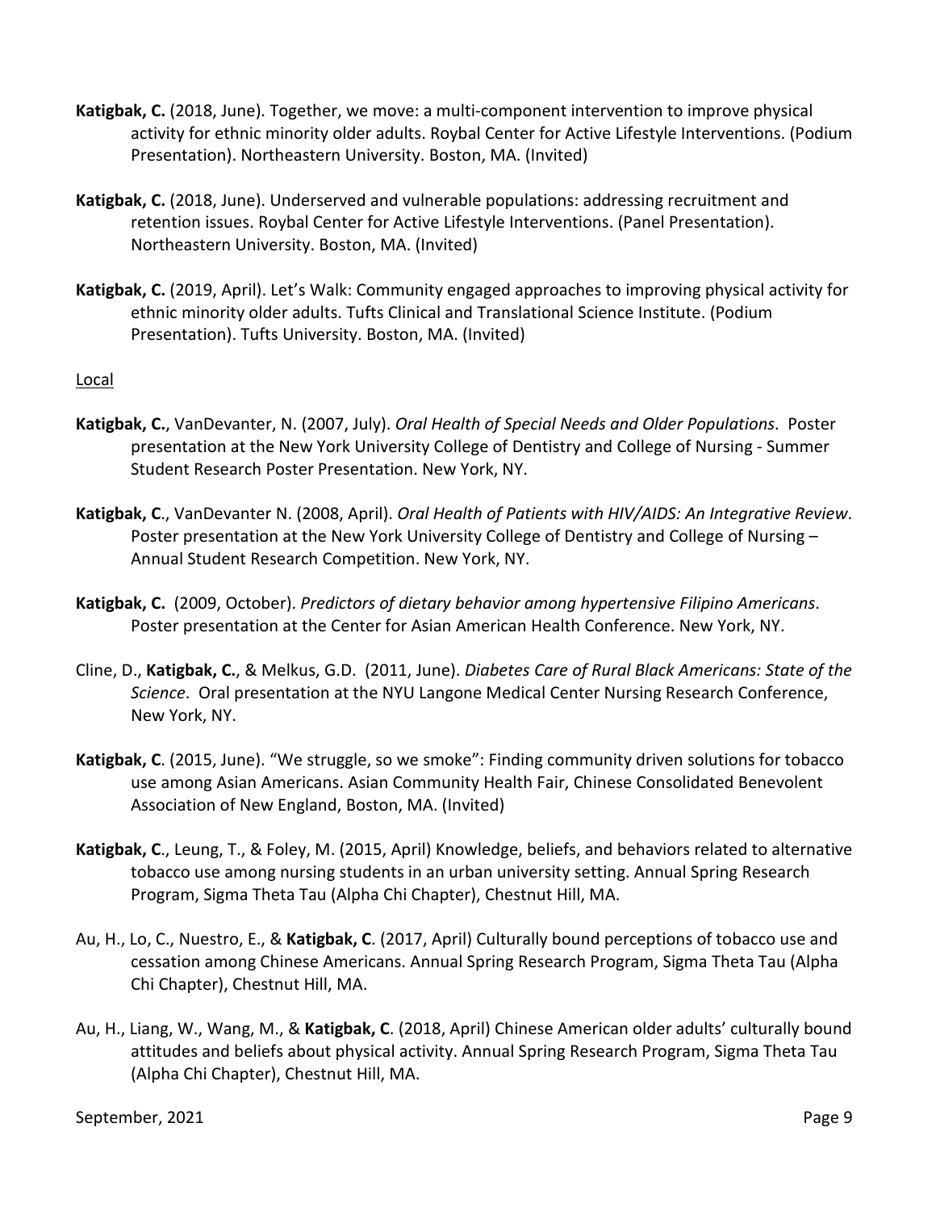**Katigbak, C.** (2018, June). Together, we move: a multi-component intervention to improve physical activity for ethnic minority older adults. Roybal Center for Active Lifestyle Interventions. (Podium Presentation). Northeastern University. Boston, MA. (Invited)

**Katigbak, C.** (2018, June). Underserved and vulnerable populations: addressing recruitment and retention issues. Roybal Center for Active Lifestyle Interventions. (Panel Presentation). Northeastern University. Boston, MA. (Invited)

**Katigbak, C.** (2019, April). Let's Walk: Community engaged approaches to improving physical activity for ethnic minority older adults. Tufts Clinical and Translational Science Institute. (Podium Presentation). Tufts University. Boston, MA. (Invited)

<u>Local</u>

**Katigbak, C.**, VanDevanter, N. (2007, July). *Oral Health of Special Needs and Older Populations*. Poster presentation at the New York University College of Dentistry and College of Nursing - Summer Student Research Poster Presentation. New York, NY.

**Katigbak, C**., VanDevanter N. (2008, April). *Oral Health of Patients with HIV/AIDS: An Integrative Review*. Poster presentation at the New York University College of Dentistry and College of Nursing – Annual Student Research Competition. New York, NY.

**Katigbak, C.** (2009, October). *Predictors of dietary behavior among hypertensive Filipino Americans*. Poster presentation at the Center for Asian American Health Conference. New York, NY.

Cline, D., **Katigbak, C.**, & Melkus, G.D. (2011, June). *Diabetes Care of Rural Black Americans: State of the Science*. Oral presentation at the NYU Langone Medical Center Nursing Research Conference, New York, NY.

**Katigbak, C**. (2015, June). "We struggle, so we smoke": Finding community driven solutions for tobacco use among Asian Americans. Asian Community Health Fair, Chinese Consolidated Benevolent Association of New England, Boston, MA. (Invited)

**Katigbak, C**., Leung, T., & Foley, M. (2015, April) Knowledge, beliefs, and behaviors related to alternative tobacco use among nursing students in an urban university setting. Annual Spring Research Program, Sigma Theta Tau (Alpha Chi Chapter), Chestnut Hill, MA.

Au, H., Lo, C., Nuestro, E., & **Katigbak, C**. (2017, April) Culturally bound perceptions of tobacco use and cessation among Chinese Americans. Annual Spring Research Program, Sigma Theta Tau (Alpha Chi Chapter), Chestnut Hill, MA.

Au, H., Liang, W., Wang, M., & **Katigbak, C**. (2018, April) Chinese American older adults' culturally bound attitudes and beliefs about physical activity. Annual Spring Research Program, Sigma Theta Tau (Alpha Chi Chapter), Chestnut Hill, MA.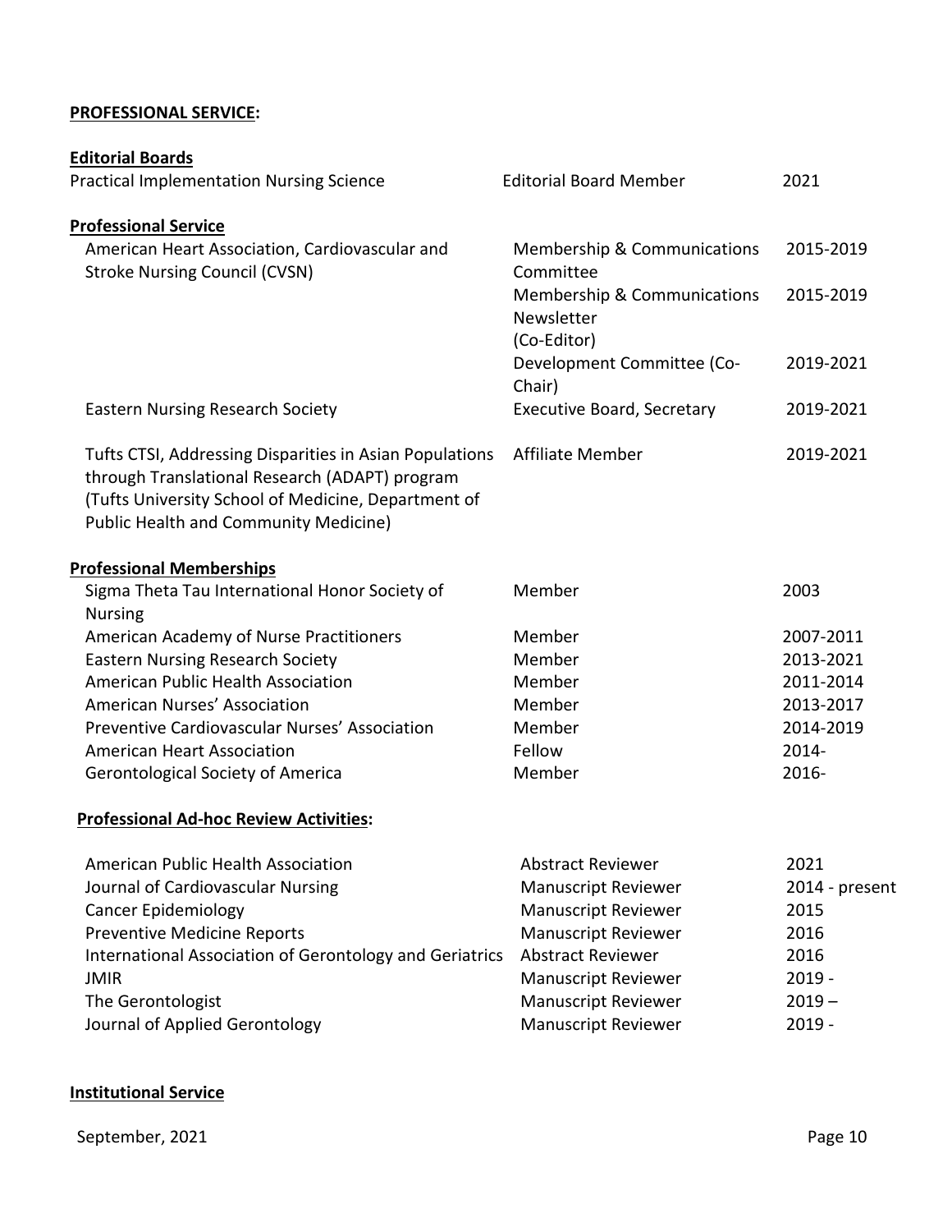**PROFESSIONAL SERVICE:**

**Editorial Boards**

| | | |
|---|---|---|
| Practical Implementation Nursing Science | Editorial Board Member | 2021 |

**Professional Service**

| | | |
|---|---|---|
| American Heart Association, Cardiovascular and Stroke Nursing Council (CVSN) | Membership & Communications Committee | 2015-2019 |
| | Membership & Communications Newsletter (Co-Editor) | 2015-2019 |
| | Development Committee (Co-Chair) | 2019-2021 |
| Eastern Nursing Research Society | Executive Board, Secretary | 2019-2021 |
| Tufts CTSI, Addressing Disparities in Asian Populations through Translational Research (ADAPT) program (Tufts University School of Medicine, Department of Public Health and Community Medicine) | Affiliate Member | 2019-2021 |

**Professional Memberships**

| | | |
|---|---|---|
| Sigma Theta Tau International Honor Society of Nursing | Member | 2003 |
| American Academy of Nurse Practitioners | Member | 2007-2011 |
| Eastern Nursing Research Society | Member | 2013-2021 |
| American Public Health Association | Member | 2011-2014 |
| American Nurses' Association | Member | 2013-2017 |
| Preventive Cardiovascular Nurses' Association | Member | 2014-2019 |
| American Heart Association | Fellow | 2014- |
| Gerontological Society of America | Member | 2016- |

**Professional Ad-hoc Review Activities:**

| | | |
|---|---|---|
| American Public Health Association | Abstract Reviewer | 2021 |
| Journal of Cardiovascular Nursing | Manuscript Reviewer | 2014 - present |
| Cancer Epidemiology | Manuscript Reviewer | 2015 |
| Preventive Medicine Reports | Manuscript Reviewer | 2016 |
| International Association of Gerontology and Geriatrics | Abstract Reviewer | 2016 |
| JMIR | Manuscript Reviewer | 2019 - |
| The Gerontologist | Manuscript Reviewer | 2019 – |
| Journal of Applied Gerontology | Manuscript Reviewer | 2019 - |

**Institutional Service**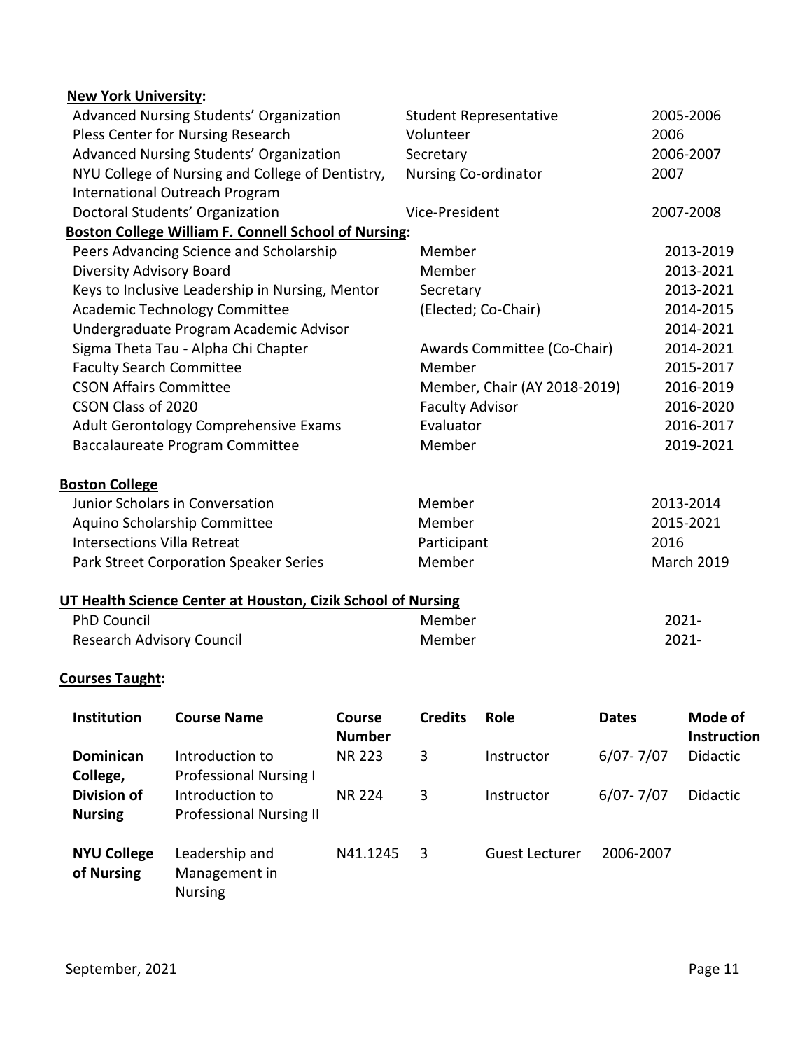**New York University:**

| | | |
|---|---|---|
| Advanced Nursing Students' Organization | Student Representative | 2005-2006 |
| Pless Center for Nursing Research | Volunteer | 2006 |
| Advanced Nursing Students' Organization | Secretary | 2006-2007 |
| NYU College of Nursing and College of Dentistry, International Outreach Program | Nursing Co-ordinator | 2007 |
| Doctoral Students' Organization | Vice-President | 2007-2008 |

**Boston College William F. Connell School of Nursing:**

| | | |
|---|---|---|
| Peers Advancing Science and Scholarship | Member | 2013-2019 |
| Diversity Advisory Board | Member | 2013-2021 |
| Keys to Inclusive Leadership in Nursing, Mentor | Secretary | 2013-2021 |
| Academic Technology Committee | (Elected; Co-Chair) | 2014-2015 |
| Undergraduate Program Academic Advisor | | 2014-2021 |
| Sigma Theta Tau - Alpha Chi Chapter | Awards Committee (Co-Chair) | 2014-2021 |
| Faculty Search Committee | Member | 2015-2017 |
| CSON Affairs Committee | Member, Chair (AY 2018-2019) | 2016-2019 |
| CSON Class of 2020 | Faculty Advisor | 2016-2020 |
| Adult Gerontology Comprehensive Exams | Evaluator | 2016-2017 |
| Baccalaureate Program Committee | Member | 2019-2021 |

**Boston College**

| | | |
|---|---|---|
| Junior Scholars in Conversation | Member | 2013-2014 |
| Aquino Scholarship Committee | Member | 2015-2021 |
| Intersections Villa Retreat | Participant | 2016 |
| Park Street Corporation Speaker Series | Member | March 2019 |

**UT Health Science Center at Houston, Cizik School of Nursing**

| | | |
|---|---|---|
| PhD Council | Member | 2021- |
| Research Advisory Council | Member | 2021- |

**Courses Taught:**

| Institution | Course Name | Course Number | Credits | Role | Dates | Mode of Instruction |
|---|---|---|---|---|---|---|
| **Dominican College, Division of Nursing** | Introduction to Professional Nursing I | NR 223 | 3 | Instructor | 6/07- 7/07 | Didactic |
| | Introduction to Professional Nursing II | NR 224 | 3 | Instructor | 6/07- 7/07 | Didactic |
| **NYU College of Nursing** | Leadership and Management in Nursing | N41.1245 | 3 | Guest Lecturer | 2006-2007 | |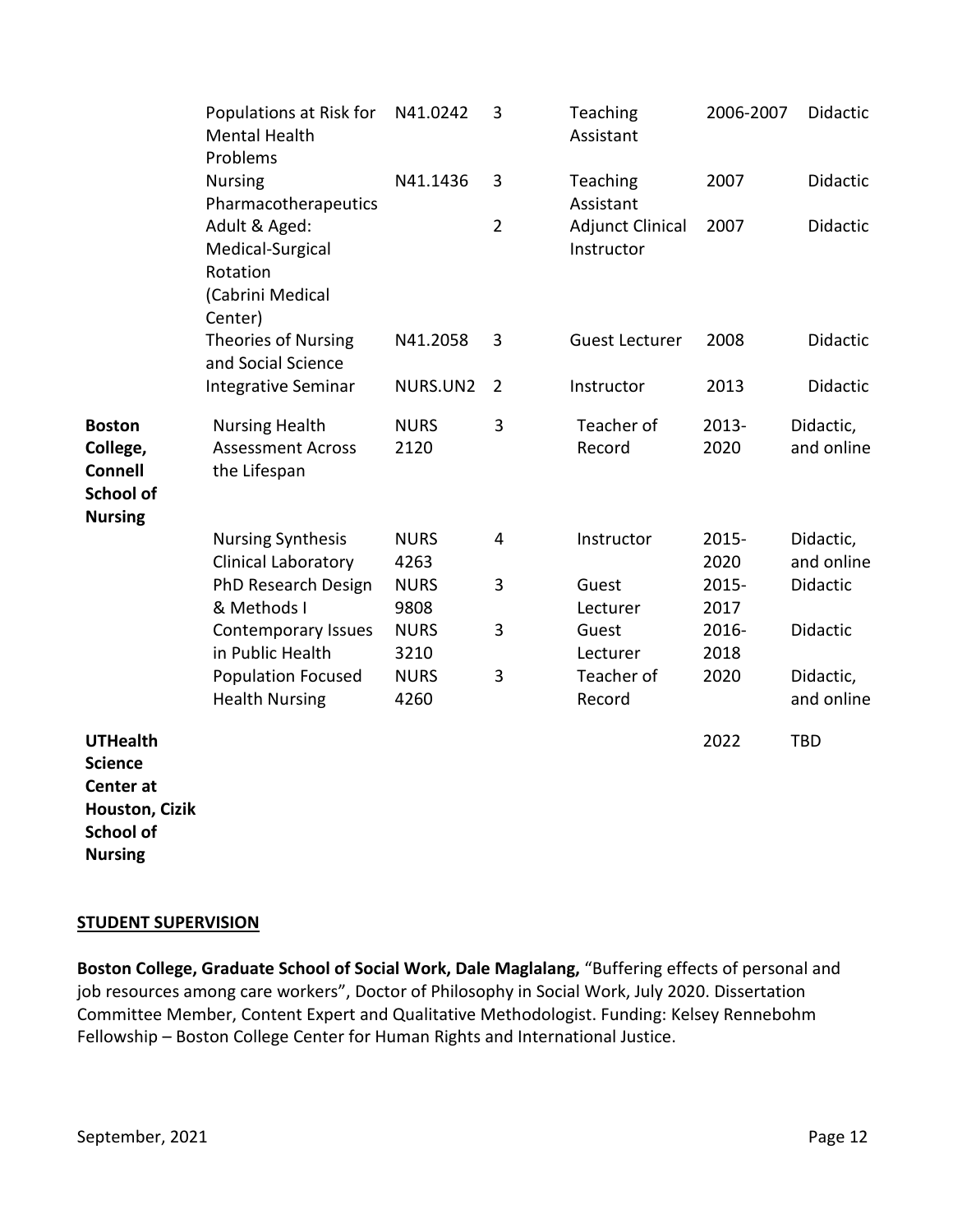| | | | | | | |
|---|---|---|---|---|---|---|
| | Populations at Risk for Mental Health Problems | N41.0242 | 3 | Teaching Assistant | 2006-2007 | Didactic |
| | Nursing Pharmacotherapeutics | N41.1436 | 3 | Teaching Assistant | 2007 | Didactic |
| | Adult & Aged: Medical-Surgical Rotation (Cabrini Medical Center) | | 2 | Adjunct Clinical Instructor | 2007 | Didactic |
| | Theories of Nursing and Social Science | N41.2058 | 3 | Guest Lecturer | 2008 | Didactic |
| | Integrative Seminar | NURS.UN2 | 2 | Instructor | 2013 | Didactic |
| **Boston College, Connell School of Nursing** | Nursing Health Assessment Across the Lifespan | NURS 2120 | 3 | Teacher of Record | 2013-2020 | Didactic, and online |
| | Nursing Synthesis Clinical Laboratory | NURS 4263 | 4 | Instructor | 2015-2020 | Didactic, and online |
| | PhD Research Design & Methods I | NURS 9808 | 3 | Guest Lecturer | 2015-2017 | Didactic |
| | Contemporary Issues in Public Health | NURS 3210 | 3 | Guest Lecturer | 2016-2018 | Didactic |
| | Population Focused Health Nursing | NURS 4260 | 3 | Teacher of Record | 2020 | Didactic, and online |
| **UTHealth Science Center at Houston, Cizik School of Nursing** | | | | | 2022 | TBD |

**STUDENT SUPERVISION**

**Boston College, Graduate School of Social Work, Dale Maglalang,** "Buffering effects of personal and job resources among care workers", Doctor of Philosophy in Social Work, July 2020. Dissertation Committee Member, Content Expert and Qualitative Methodologist. Funding: Kelsey Rennebohm Fellowship – Boston College Center for Human Rights and International Justice.

September, 2021